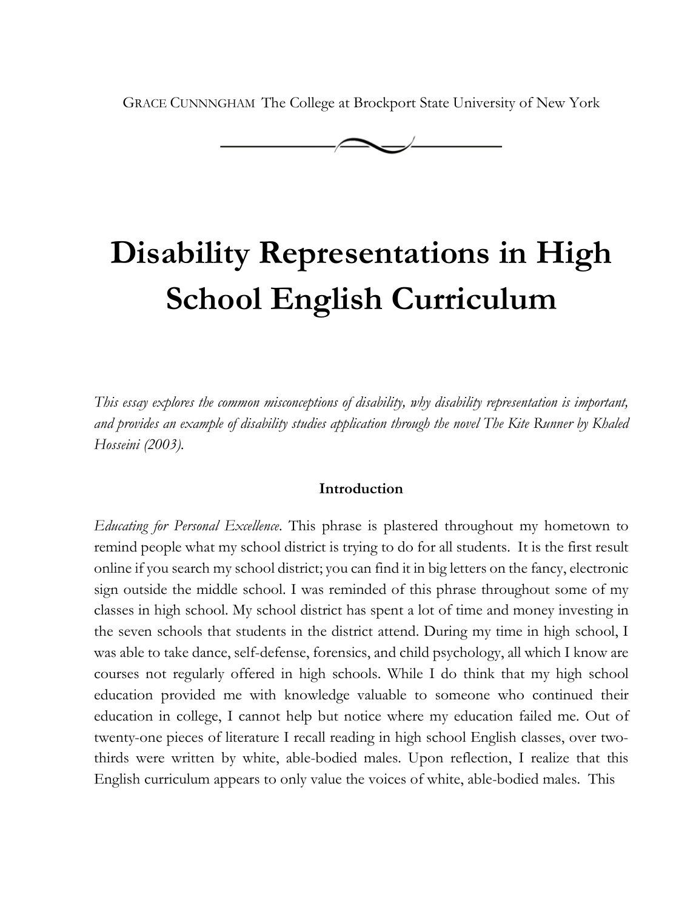GRACE CUNNNGHAM The College at Brockport State University of New York

# Disability Representations in High School English Curriculum

*This essay explores the common misconceptions of disability, why disability representation is important, and provides an example of disability studies application through the novel The Kite Runner by Khaled Hosseini (2003).*

## Introduction

*Educating for Personal Excellence*. This phrase is plastered throughout my hometown to remind people what my school district is trying to do for all students. It is the first result online if you search my school district; you can find it in big letters on the fancy, electronic sign outside the middle school. I was reminded of this phrase throughout some of my classes in high school. My school district has spent a lot of time and money investing in the seven schools that students in the district attend. During my time in high school, I was able to take dance, self-defense, forensics, and child psychology, all which I know are courses not regularly offered in high schools. While I do think that my high school education provided me with knowledge valuable to someone who continued their education in college, I cannot help but notice where my education failed me. Out of twenty-one pieces of literature I recall reading in high school English classes, over two-thirds were written by white, able-bodied males. Upon reflection, I realize that this English curriculum appears to only value the voices of white, able-bodied males. This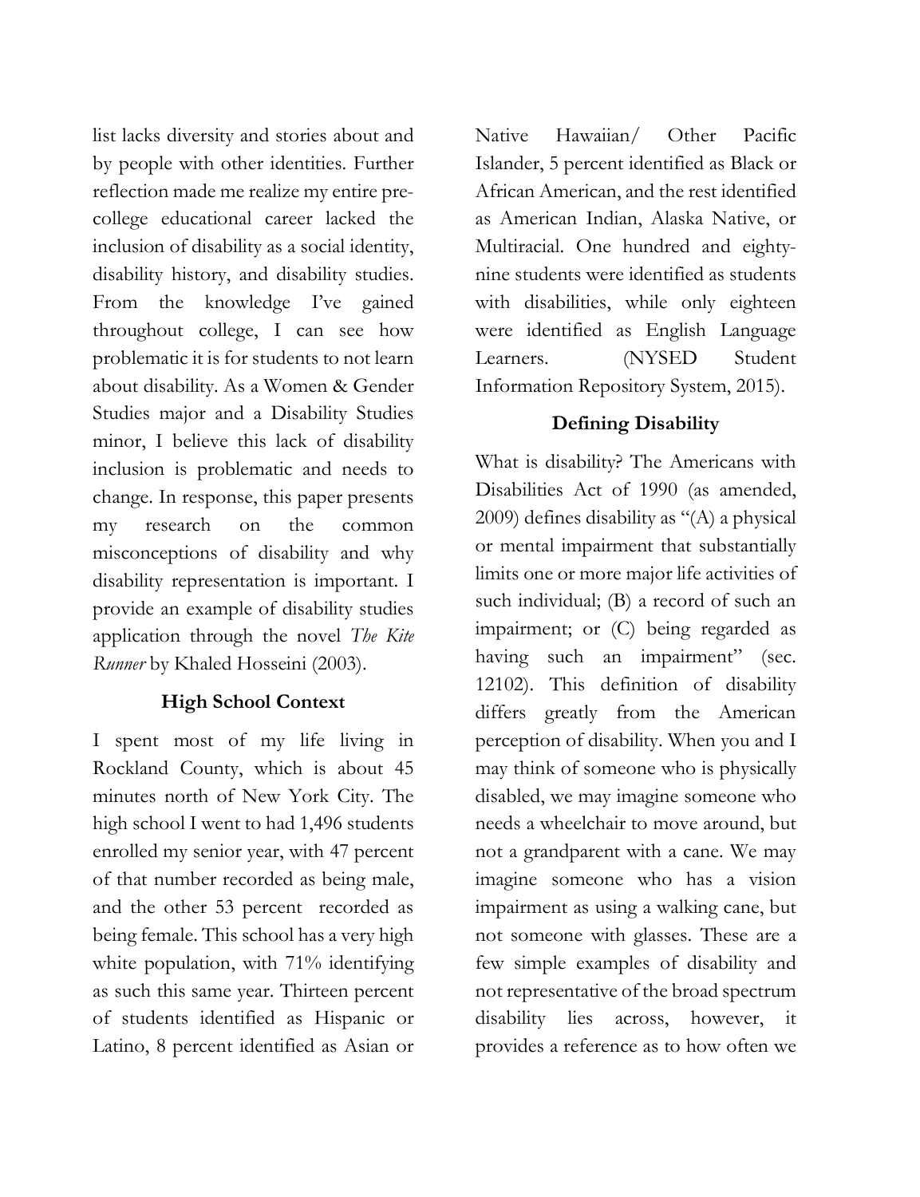list lacks diversity and stories about and by people with other identities. Further reflection made me realize my entire pre-college educational career lacked the inclusion of disability as a social identity, disability history, and disability studies. From the knowledge I've gained throughout college, I can see how problematic it is for students to not learn about disability. As a Women & Gender Studies major and a Disability Studies minor, I believe this lack of disability inclusion is problematic and needs to change. In response, this paper presents my research on the common misconceptions of disability and why disability representation is important. I provide an example of disability studies application through the novel *The Kite Runner* by Khaled Hosseini (2003).

## High School Context

I spent most of my life living in Rockland County, which is about 45 minutes north of New York City. The high school I went to had 1,496 students enrolled my senior year, with 47 percent of that number recorded as being male, and the other 53 percent recorded as being female. This school has a very high white population, with 71% identifying as such this same year. Thirteen percent of students identified as Hispanic or Latino, 8 percent identified as Asian or Native Hawaiian/ Other Pacific Islander, 5 percent identified as Black or African American, and the rest identified as American Indian, Alaska Native, or Multiracial. One hundred and eighty-nine students were identified as students with disabilities, while only eighteen were identified as English Language Learners. (NYSED Student Information Repository System, 2015).

## Defining Disability

What is disability? The Americans with Disabilities Act of 1990 (as amended, 2009) defines disability as "(A) a physical or mental impairment that substantially limits one or more major life activities of such individual; (B) a record of such an impairment; or (C) being regarded as having such an impairment" (sec. 12102). This definition of disability differs greatly from the American perception of disability. When you and I may think of someone who is physically disabled, we may imagine someone who needs a wheelchair to move around, but not a grandparent with a cane. We may imagine someone who has a vision impairment as using a walking cane, but not someone with glasses. These are a few simple examples of disability and not representative of the broad spectrum disability lies across, however, it provides a reference as to how often we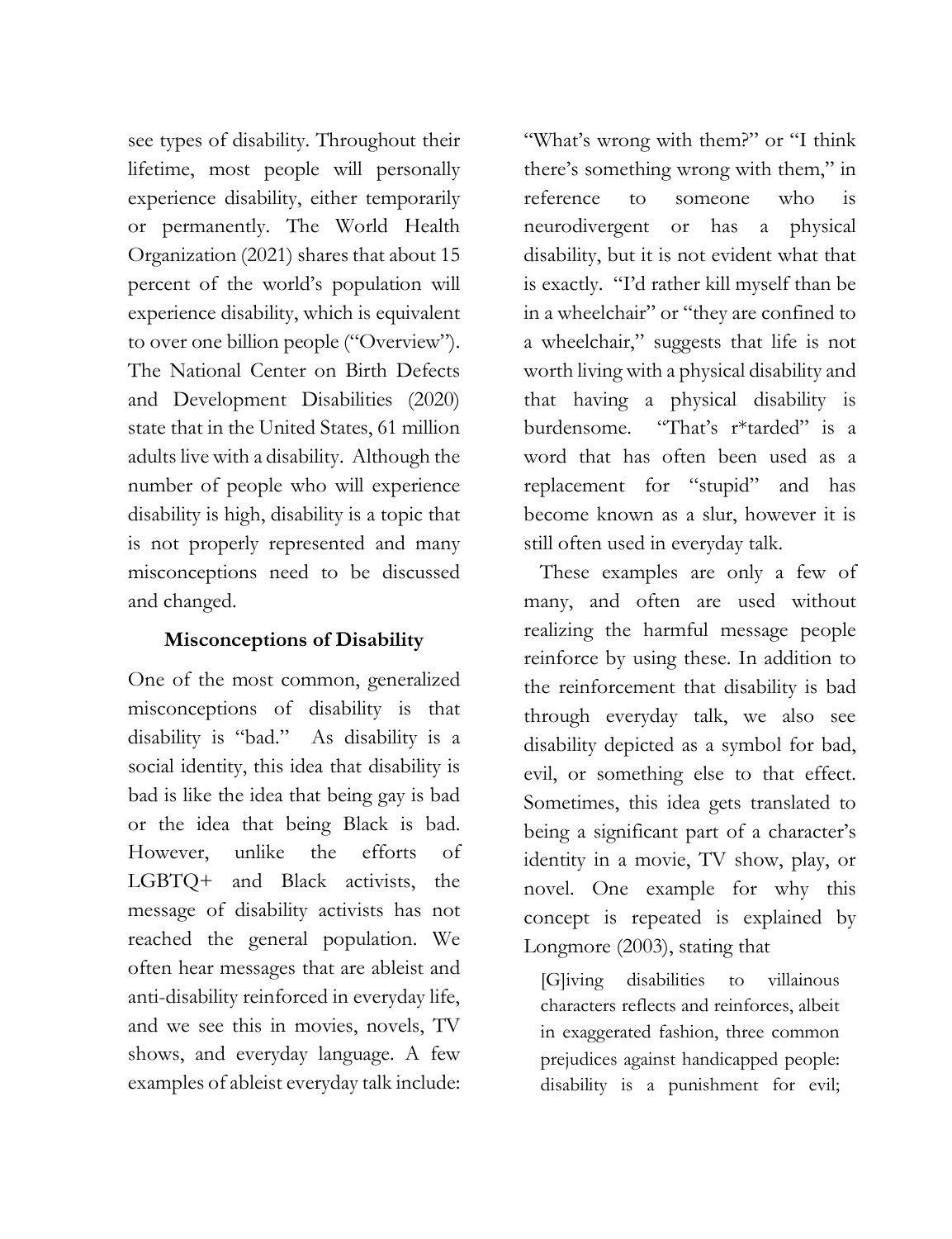see types of disability. Throughout their lifetime, most people will personally experience disability, either temporarily or permanently. The World Health Organization (2021) shares that about 15 percent of the world's population will experience disability, which is equivalent to over one billion people ("Overview"). The National Center on Birth Defects and Development Disabilities (2020) state that in the United States, 61 million adults live with a disability. Although the number of people who will experience disability is high, disability is a topic that is not properly represented and many misconceptions need to be discussed and changed.

## Misconceptions of Disability

One of the most common, generalized misconceptions of disability is that disability is "bad." As disability is a social identity, this idea that disability is bad is like the idea that being gay is bad or the idea that being Black is bad. However, unlike the efforts of LGBTQ+ and Black activists, the message of disability activists has not reached the general population. We often hear messages that are ableist and anti-disability reinforced in everyday life, and we see this in movies, novels, TV shows, and everyday language. A few examples of ableist everyday talk include: "What's wrong with them?" or "I think there's something wrong with them," in reference to someone who is neurodivergent or has a physical disability, but it is not evident what that is exactly. "I'd rather kill myself than be in a wheelchair" or "they are confined to a wheelchair," suggests that life is not worth living with a physical disability and that having a physical disability is burdensome. "That's r*tarded" is a word that has often been used as a replacement for "stupid" and has become known as a slur, however it is still often used in everyday talk.

These examples are only a few of many, and often are used without realizing the harmful message people reinforce by using these. In addition to the reinforcement that disability is bad through everyday talk, we also see disability depicted as a symbol for bad, evil, or something else to that effect. Sometimes, this idea gets translated to being a significant part of a character's identity in a movie, TV show, play, or novel. One example for why this concept is repeated is explained by Longmore (2003), stating that

> [G]iving disabilities to villainous characters reflects and reinforces, albeit in exaggerated fashion, three common prejudices against handicapped people: disability is a punishment for evil;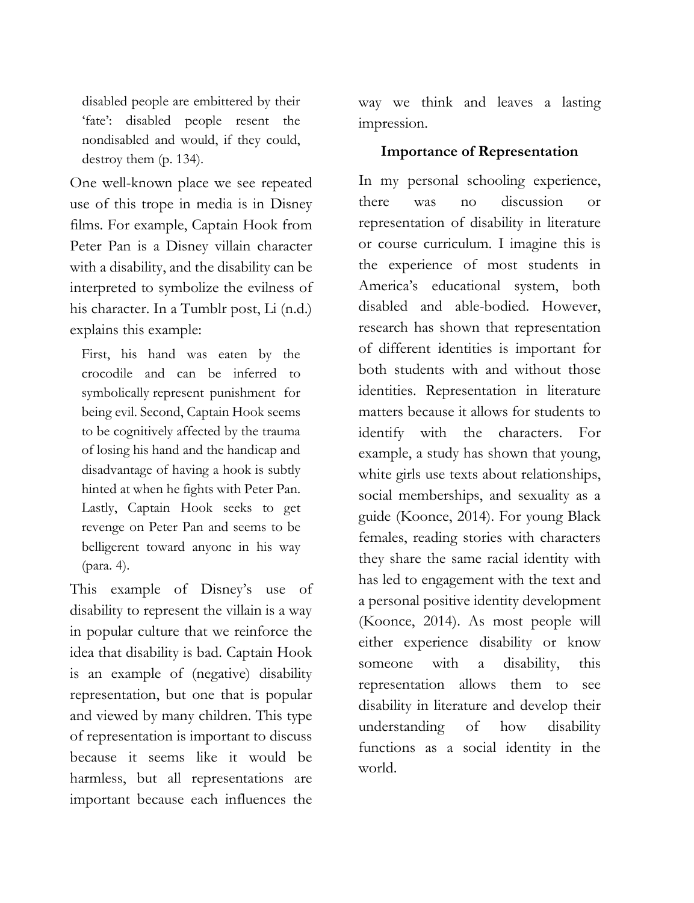> disabled people are embittered by their 'fate': disabled people resent the nondisabled and would, if they could, destroy them (p. 134).

One well-known place we see repeated use of this trope in media is in Disney films. For example, Captain Hook from Peter Pan is a Disney villain character with a disability, and the disability can be interpreted to symbolize the evilness of his character. In a Tumblr post, Li (n.d.) explains this example:

> First, his hand was eaten by the crocodile and can be inferred to symbolically represent punishment for being evil. Second, Captain Hook seems to be cognitively affected by the trauma of losing his hand and the handicap and disadvantage of having a hook is subtly hinted at when he fights with Peter Pan. Lastly, Captain Hook seeks to get revenge on Peter Pan and seems to be belligerent toward anyone in his way (para. 4).

This example of Disney's use of disability to represent the villain is a way in popular culture that we reinforce the idea that disability is bad. Captain Hook is an example of (negative) disability representation, but one that is popular and viewed by many children. This type of representation is important to discuss because it seems like it would be harmless, but all representations are important because each influences the way we think and leaves a lasting impression.

## Importance of Representation

In my personal schooling experience, there was no discussion or representation of disability in literature or course curriculum. I imagine this is the experience of most students in America's educational system, both disabled and able-bodied. However, research has shown that representation of different identities is important for both students with and without those identities. Representation in literature matters because it allows for students to identify with the characters. For example, a study has shown that young, white girls use texts about relationships, social memberships, and sexuality as a guide (Koonce, 2014). For young Black females, reading stories with characters they share the same racial identity with has led to engagement with the text and a personal positive identity development (Koonce, 2014). As most people will either experience disability or know someone with a disability, this representation allows them to see disability in literature and develop their understanding of how disability functions as a social identity in the world.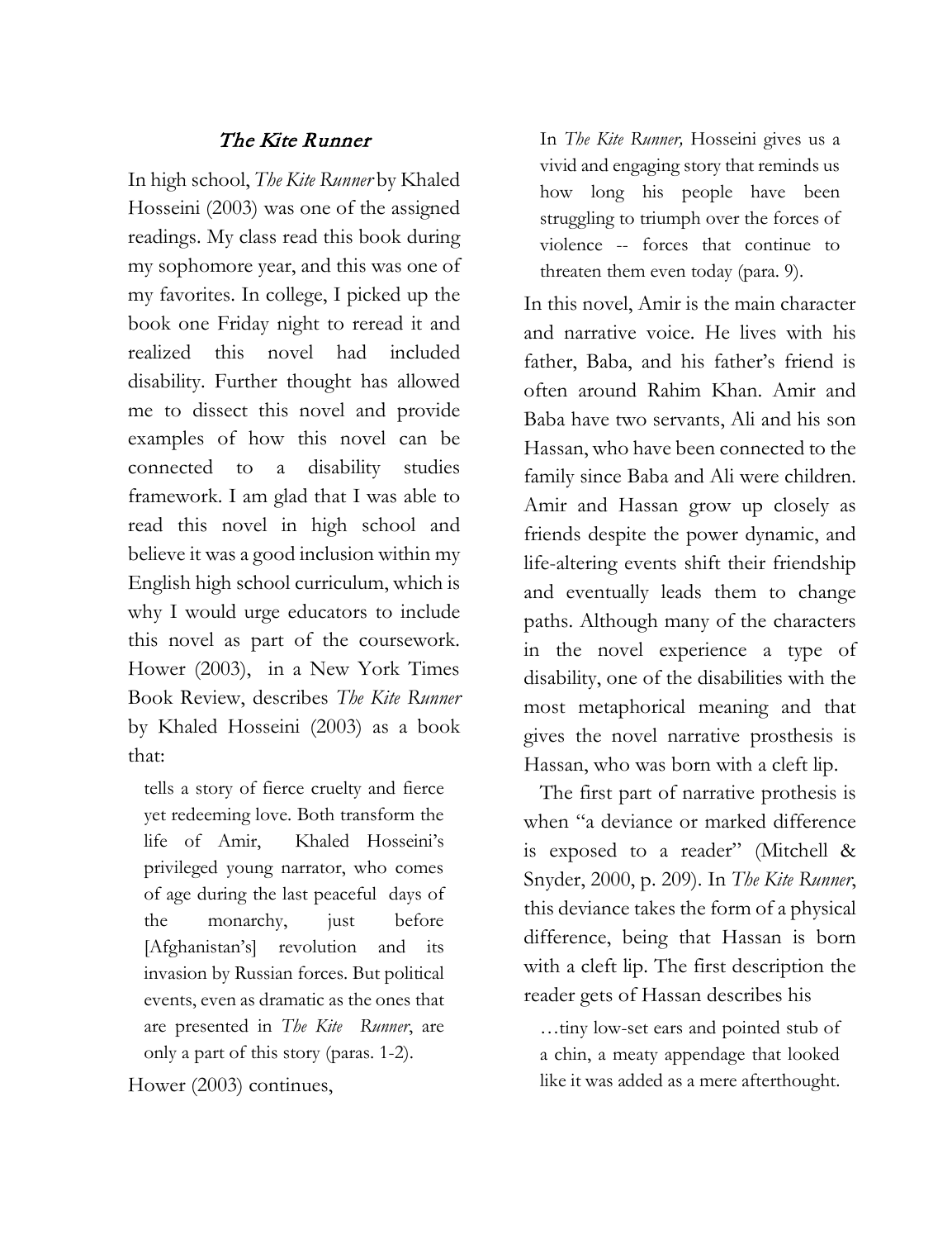## *The Kite Runner*

In high school, *The Kite Runner* by Khaled Hosseini (2003) was one of the assigned readings. My class read this book during my sophomore year, and this was one of my favorites. In college, I picked up the book one Friday night to reread it and realized this novel had included disability. Further thought has allowed me to dissect this novel and provide examples of how this novel can be connected to a disability studies framework. I am glad that I was able to read this novel in high school and believe it was a good inclusion within my English high school curriculum, which is why I would urge educators to include this novel as part of the coursework. Hower (2003), in a New York Times Book Review, describes *The Kite Runner* by Khaled Hosseini (2003) as a book that:

> tells a story of fierce cruelty and fierce yet redeeming love. Both transform the life of Amir, Khaled Hosseini's privileged young narrator, who comes of age during the last peaceful days of the monarchy, just before [Afghanistan's] revolution and its invasion by Russian forces. But political events, even as dramatic as the ones that are presented in *The Kite Runner*, are only a part of this story (paras. 1-2).

Hower (2003) continues,

> In *The Kite Runner,* Hosseini gives us a vivid and engaging story that reminds us how long his people have been struggling to triumph over the forces of violence -- forces that continue to threaten them even today (para. 9).

In this novel, Amir is the main character and narrative voice. He lives with his father, Baba, and his father's friend is often around Rahim Khan. Amir and Baba have two servants, Ali and his son Hassan, who have been connected to the family since Baba and Ali were children. Amir and Hassan grow up closely as friends despite the power dynamic, and life-altering events shift their friendship and eventually leads them to change paths. Although many of the characters in the novel experience a type of disability, one of the disabilities with the most metaphorical meaning and that gives the novel narrative prosthesis is Hassan, who was born with a cleft lip.

The first part of narrative prothesis is when "a deviance or marked difference is exposed to a reader" (Mitchell & Snyder, 2000, p. 209). In *The Kite Runner*, this deviance takes the form of a physical difference, being that Hassan is born with a cleft lip. The first description the reader gets of Hassan describes his

> …tiny low-set ears and pointed stub of a chin, a meaty appendage that looked like it was added as a mere afterthought.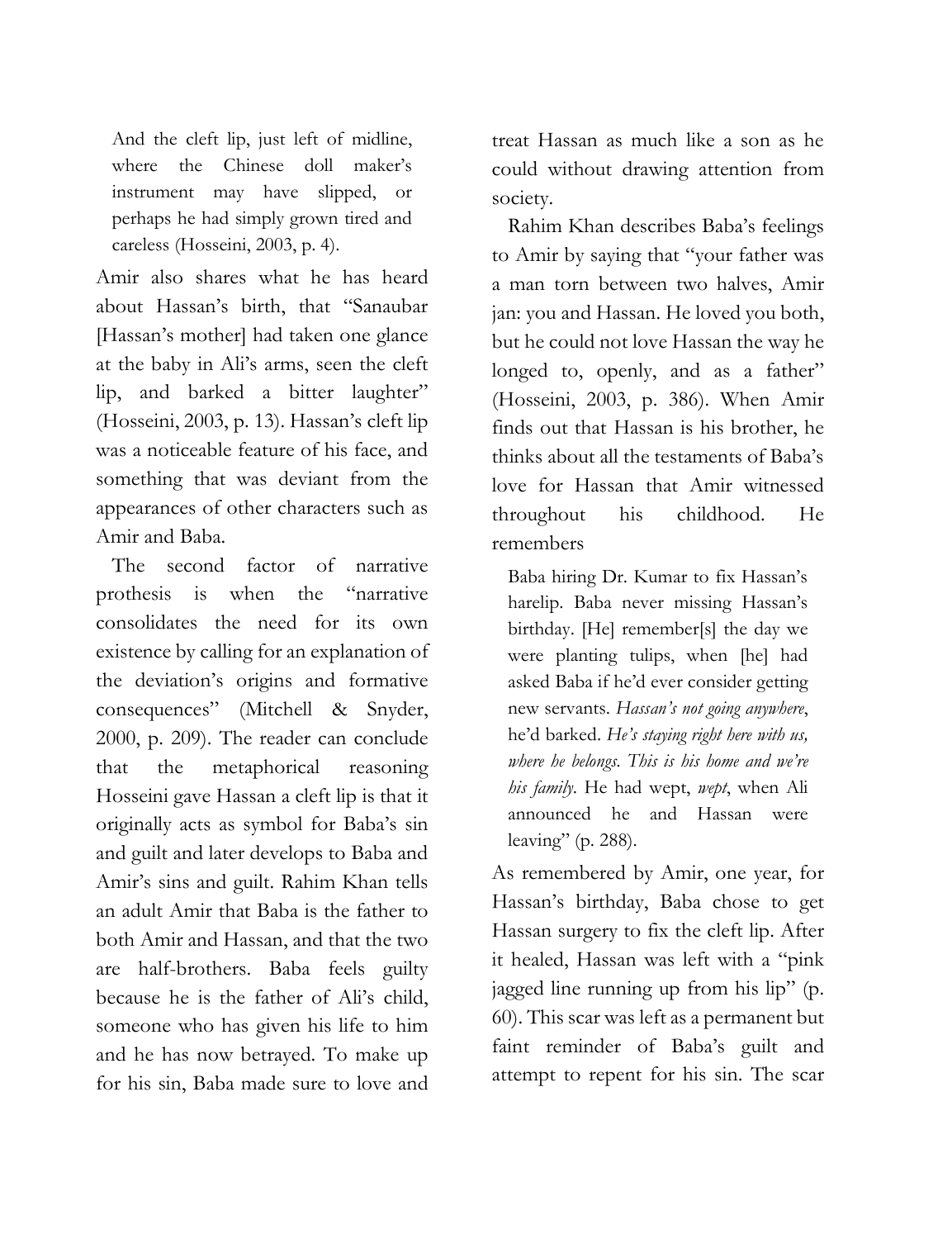> And the cleft lip, just left of midline, where the Chinese doll maker's instrument may have slipped, or perhaps he had simply grown tired and careless (Hosseini, 2003, p. 4).

Amir also shares what he has heard about Hassan's birth, that "Sanaubar [Hassan's mother] had taken one glance at the baby in Ali's arms, seen the cleft lip, and barked a bitter laughter" (Hosseini, 2003, p. 13). Hassan's cleft lip was a noticeable feature of his face, and something that was deviant from the appearances of other characters such as Amir and Baba.

The second factor of narrative prothesis is when the "narrative consolidates the need for its own existence by calling for an explanation of the deviation's origins and formative consequences" (Mitchell & Snyder, 2000, p. 209). The reader can conclude that the metaphorical reasoning Hosseini gave Hassan a cleft lip is that it originally acts as symbol for Baba's sin and guilt and later develops to Baba and Amir's sins and guilt. Rahim Khan tells an adult Amir that Baba is the father to both Amir and Hassan, and that the two are half-brothers. Baba feels guilty because he is the father of Ali's child, someone who has given his life to him and he has now betrayed. To make up for his sin, Baba made sure to love and treat Hassan as much like a son as he could without drawing attention from society.

Rahim Khan describes Baba's feelings to Amir by saying that "your father was a man torn between two halves, Amir jan: you and Hassan. He loved you both, but he could not love Hassan the way he longed to, openly, and as a father" (Hosseini, 2003, p. 386). When Amir finds out that Hassan is his brother, he thinks about all the testaments of Baba's love for Hassan that Amir witnessed throughout his childhood. He remembers

> Baba hiring Dr. Kumar to fix Hassan's harelip. Baba never missing Hassan's birthday. [He] remember[s] the day we were planting tulips, when [he] had asked Baba if he'd ever consider getting new servants. *Hassan's not going anywhere*, he'd barked. *He's staying right here with us, where he belongs. This is his home and we're his family.* He had wept, *wept*, when Ali announced he and Hassan were leaving" (p. 288).

As remembered by Amir, one year, for Hassan's birthday, Baba chose to get Hassan surgery to fix the cleft lip. After it healed, Hassan was left with a "pink jagged line running up from his lip" (p. 60). This scar was left as a permanent but faint reminder of Baba's guilt and attempt to repent for his sin. The scar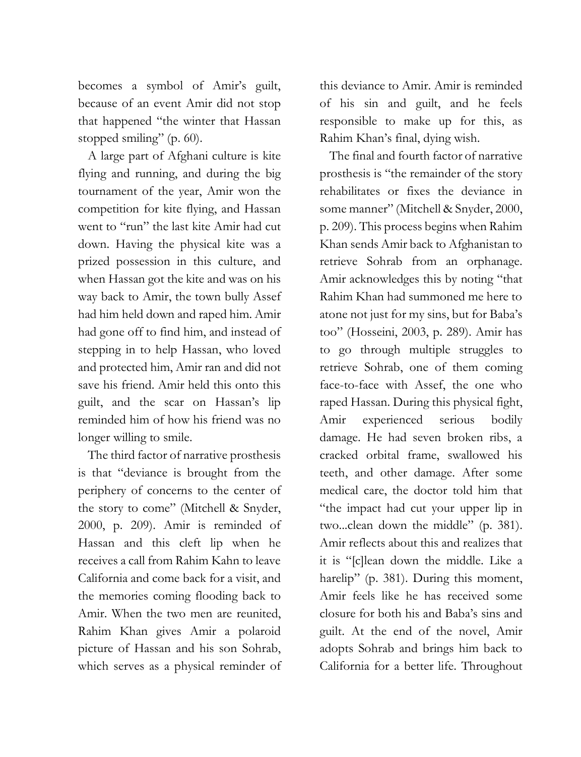becomes a symbol of Amir's guilt, because of an event Amir did not stop that happened "the winter that Hassan stopped smiling" (p. 60).

A large part of Afghani culture is kite flying and running, and during the big tournament of the year, Amir won the competition for kite flying, and Hassan went to "run" the last kite Amir had cut down. Having the physical kite was a prized possession in this culture, and when Hassan got the kite and was on his way back to Amir, the town bully Assef had him held down and raped him. Amir had gone off to find him, and instead of stepping in to help Hassan, who loved and protected him, Amir ran and did not save his friend. Amir held this onto this guilt, and the scar on Hassan's lip reminded him of how his friend was no longer willing to smile.

The third factor of narrative prosthesis is that "deviance is brought from the periphery of concerns to the center of the story to come" (Mitchell & Snyder, 2000, p. 209). Amir is reminded of Hassan and this cleft lip when he receives a call from Rahim Kahn to leave California and come back for a visit, and the memories coming flooding back to Amir. When the two men are reunited, Rahim Khan gives Amir a polaroid picture of Hassan and his son Sohrab, which serves as a physical reminder of this deviance to Amir. Amir is reminded of his sin and guilt, and he feels responsible to make up for this, as Rahim Khan's final, dying wish.

The final and fourth factor of narrative prosthesis is "the remainder of the story rehabilitates or fixes the deviance in some manner" (Mitchell & Snyder, 2000, p. 209). This process begins when Rahim Khan sends Amir back to Afghanistan to retrieve Sohrab from an orphanage. Amir acknowledges this by noting "that Rahim Khan had summoned me here to atone not just for my sins, but for Baba's too" (Hosseini, 2003, p. 289). Amir has to go through multiple struggles to retrieve Sohrab, one of them coming face-to-face with Assef, the one who raped Hassan. During this physical fight, Amir experienced serious bodily damage. He had seven broken ribs, a cracked orbital frame, swallowed his teeth, and other damage. After some medical care, the doctor told him that "the impact had cut your upper lip in two...clean down the middle" (p. 381). Amir reflects about this and realizes that it is "[c]lean down the middle. Like a harelip" (p. 381). During this moment, Amir feels like he has received some closure for both his and Baba's sins and guilt. At the end of the novel, Amir adopts Sohrab and brings him back to California for a better life. Throughout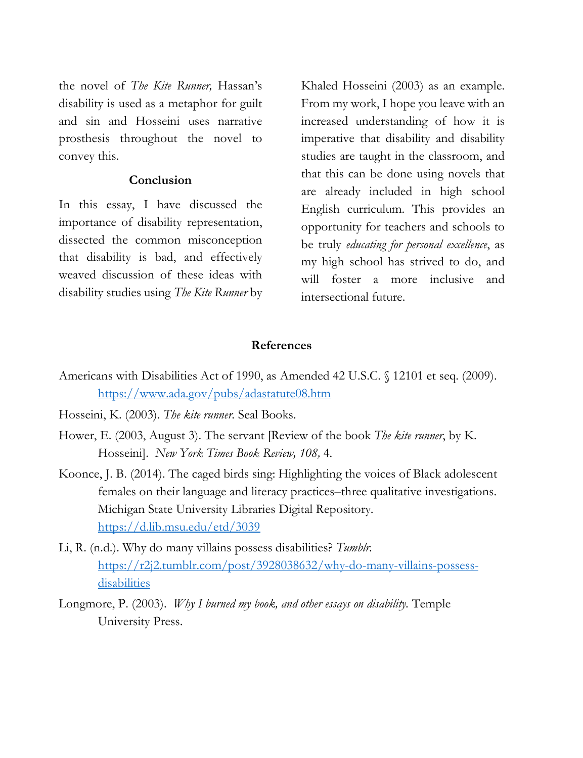the novel of *The Kite Runner,* Hassan's disability is used as a metaphor for guilt and sin and Hosseini uses narrative prosthesis throughout the novel to convey this.

## Conclusion

In this essay, I have discussed the importance of disability representation, dissected the common misconception that disability is bad, and effectively weaved discussion of these ideas with disability studies using *The Kite Runner* by Khaled Hosseini (2003) as an example. From my work, I hope you leave with an increased understanding of how it is imperative that disability and disability studies are taught in the classroom, and that this can be done using novels that are already included in high school English curriculum. This provides an opportunity for teachers and schools to be truly *educating for personal excellence*, as my high school has strived to do, and will foster a more inclusive and intersectional future.

## References

Americans with Disabilities Act of 1990, as Amended 42 U.S.C. § 12101 et seq. (2009). https://www.ada.gov/pubs/adastatute08.htm

Hosseini, K. (2003). *The kite runner.* Seal Books.

Hower, E. (2003, August 3). The servant [Review of the book *The kite runner*, by K. Hosseini]. *New York Times Book Review, 108,* 4.

Koonce, J. B. (2014). The caged birds sing: Highlighting the voices of Black adolescent females on their language and literacy practices–three qualitative investigations. Michigan State University Libraries Digital Repository. https://d.lib.msu.edu/etd/3039

Li, R. (n.d.). Why do many villains possess disabilities? *Tumblr.* https://r2j2.tumblr.com/post/3928038632/why-do-many-villains-possess-disabilities

Longmore, P. (2003). *Why I burned my book, and other essays on disability.* Temple University Press.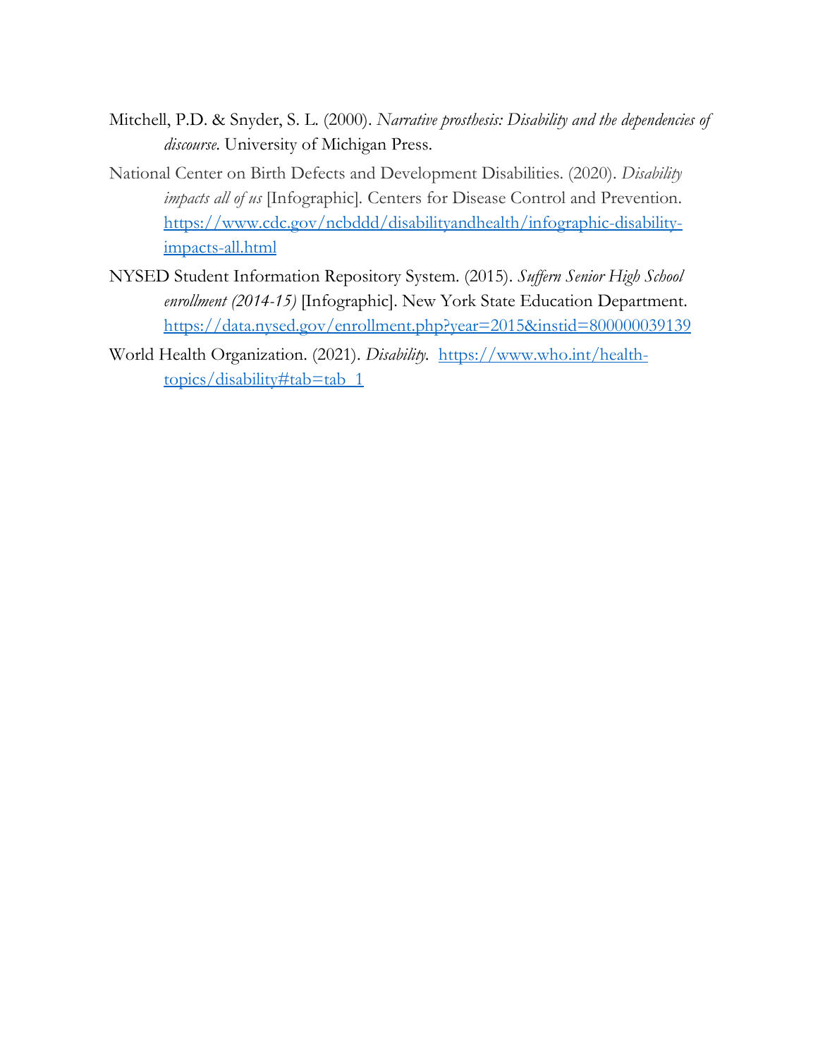Mitchell, P.D. & Snyder, S. L. (2000). *Narrative prosthesis: Disability and the dependencies of discourse*. University of Michigan Press.

National Center on Birth Defects and Development Disabilities. (2020). *Disability impacts all of us* [Infographic]. Centers for Disease Control and Prevention. https://www.cdc.gov/ncbddd/disabilityandhealth/infographic-disability-impacts-all.html

NYSED Student Information Repository System. (2015). *Suffern Senior High School enrollment (2014-15)* [Infographic]. New York State Education Department. https://data.nysed.gov/enrollment.php?year=2015&instid=800000039139

World Health Organization. (2021). *Disability*. https://www.who.int/health-topics/disability#tab=tab_1